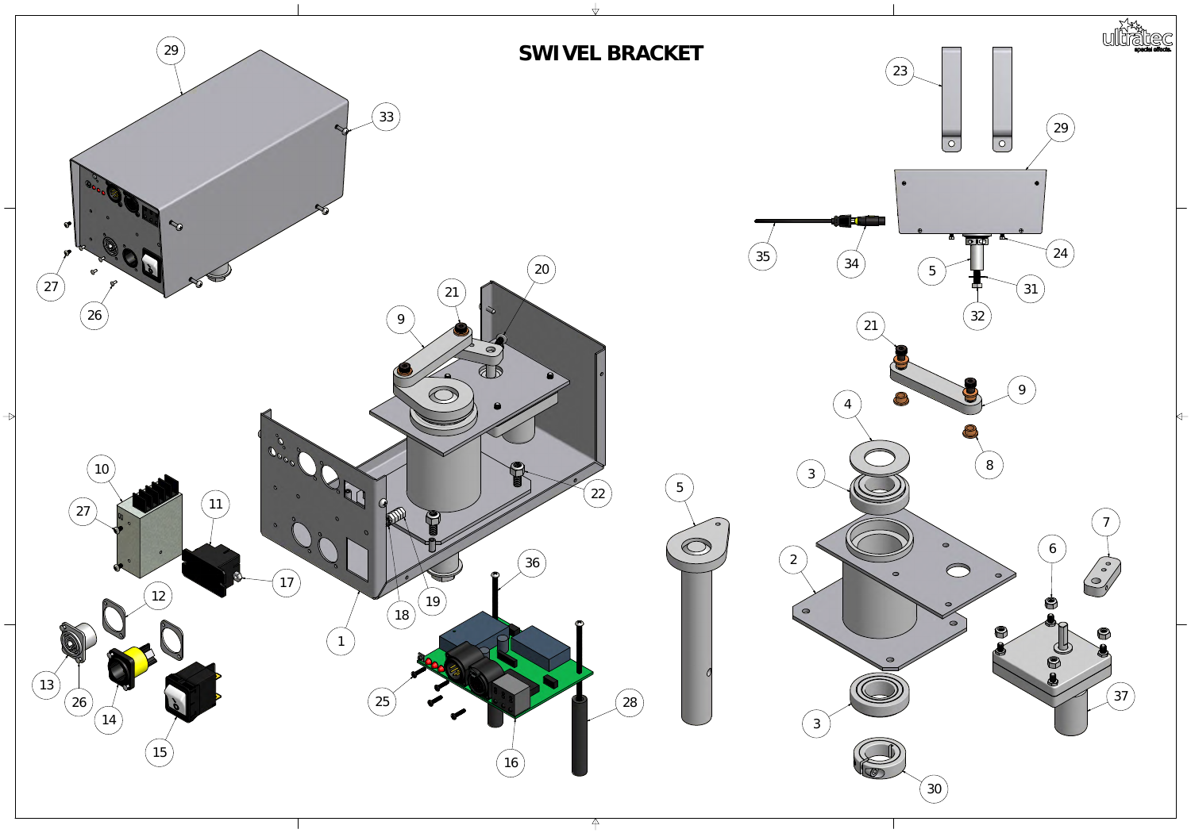# SWIVEL BRACKET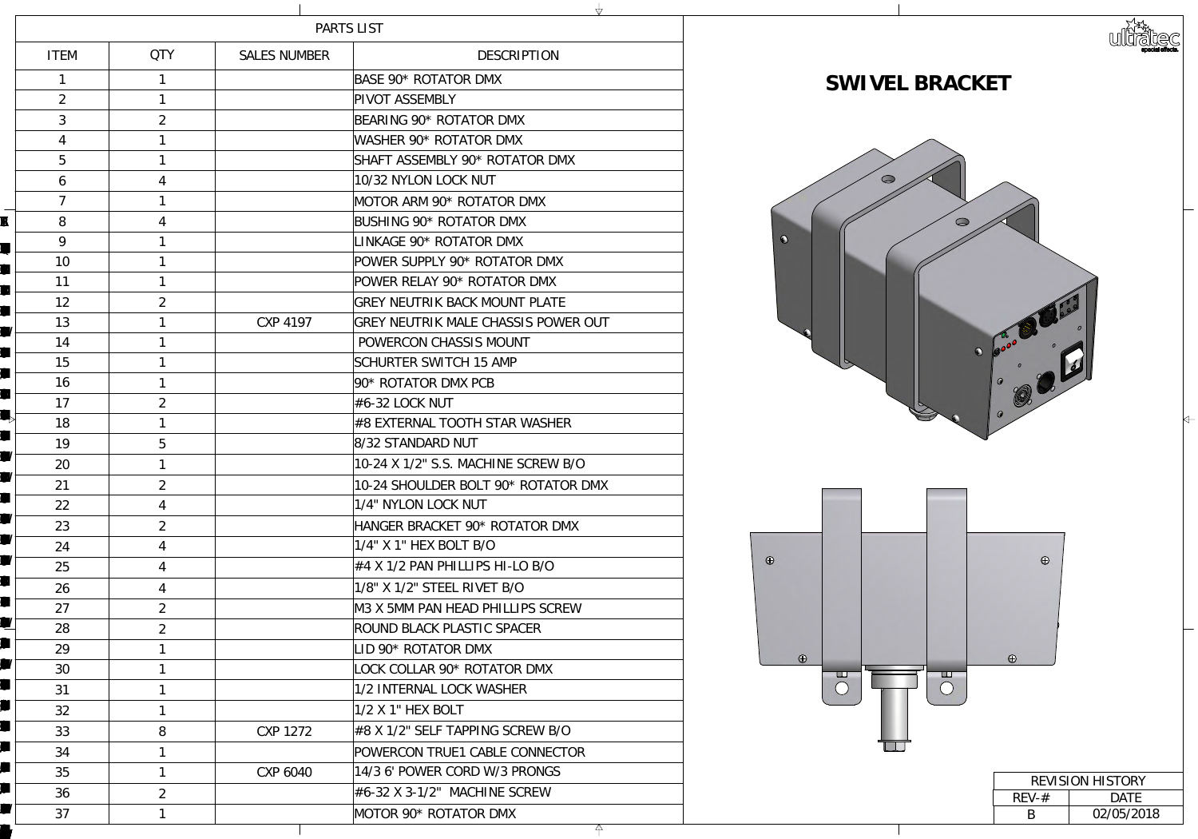# SWIVEL BRACKET

| PARTS LIST | | | |
|---|---|---|---|
| ITEM | QTY | SALES NUMBER | DESCRIPTION |
| 1 | 1 | | BASE 90* ROTATOR DMX |
| 2 | 1 | | PIVOT ASSEMBLY |
| 3 | 2 | | BEARING 90* ROTATOR DMX |
| 4 | 1 | | WASHER 90* ROTATOR DMX |
| 5 | 1 | | SHAFT ASSEMBLY 90* ROTATOR DMX |
| 6 | 4 | | 10/32 NYLON LOCK NUT |
| 7 | 1 | | MOTOR ARM 90* ROTATOR DMX |
| 8 | 4 | | BUSHING 90* ROTATOR DMX |
| 9 | 1 | | LINKAGE 90* ROTATOR DMX |
| 10 | 1 | | POWER SUPPLY 90* ROTATOR DMX |
| 11 | 1 | | POWER RELAY 90* ROTATOR DMX |
| 12 | 2 | | GREY NEUTRIK BACK MOUNT PLATE |
| 13 | 1 | CXP 4197 | GREY NEUTRIK MALE CHASSIS POWER OUT |
| 14 | 1 | | POWERCON CHASSIS MOUNT |
| 15 | 1 | | SCHURTER SWITCH 15 AMP |
| 16 | 1 | | 90* ROTATOR DMX PCB |
| 17 | 2 | | #6-32 LOCK NUT |
| 18 | 1 | | #8 EXTERNAL TOOTH STAR WASHER |
| 19 | 5 | | 8/32 STANDARD NUT |
| 20 | 1 | | 10-24 X 1/2" S.S. MACHINE SCREW B/O |
| 21 | 2 | | 10-24 SHOULDER BOLT 90* ROTATOR DMX |
| 22 | 4 | | 1/4" NYLON LOCK NUT |
| 23 | 2 | | HANGER BRACKET 90* ROTATOR DMX |
| 24 | 4 | | 1/4" X 1" HEX BOLT B/O |
| 25 | 4 | | #4 X 1/2 PAN PHILLIPS HI-LO B/O |
| 26 | 4 | | 1/8" X 1/2" STEEL RIVET B/O |
| 27 | 2 | | M3 X 5MM PAN HEAD PHILLIPS SCREW |
| 28 | 2 | | ROUND BLACK PLASTIC SPACER |
| 29 | 1 | | LID 90* ROTATOR DMX |
| 30 | 1 | | LOCK COLLAR 90* ROTATOR DMX |
| 31 | 1 | | 1/2 INTERNAL LOCK WASHER |
| 32 | 1 | | 1/2 X 1" HEX BOLT |
| 33 | 8 | CXP 1272 | #8 X 1/2" SELF TAPPING SCREW B/O |
| 34 | 1 | | POWERCON TRUE1 CABLE CONNECTOR |
| 35 | 1 | CXP 6040 | 14/3 6' POWER CORD W/3 PRONGS |
| 36 | 2 | | #6-32 X 3-1/2" MACHINE SCREW |
| 37 | 1 | | MOTOR 90* ROTATOR DMX |

| REVISION HISTORY | |
|---|---|
| REV-# | DATE |
| B | 02/05/2018 |